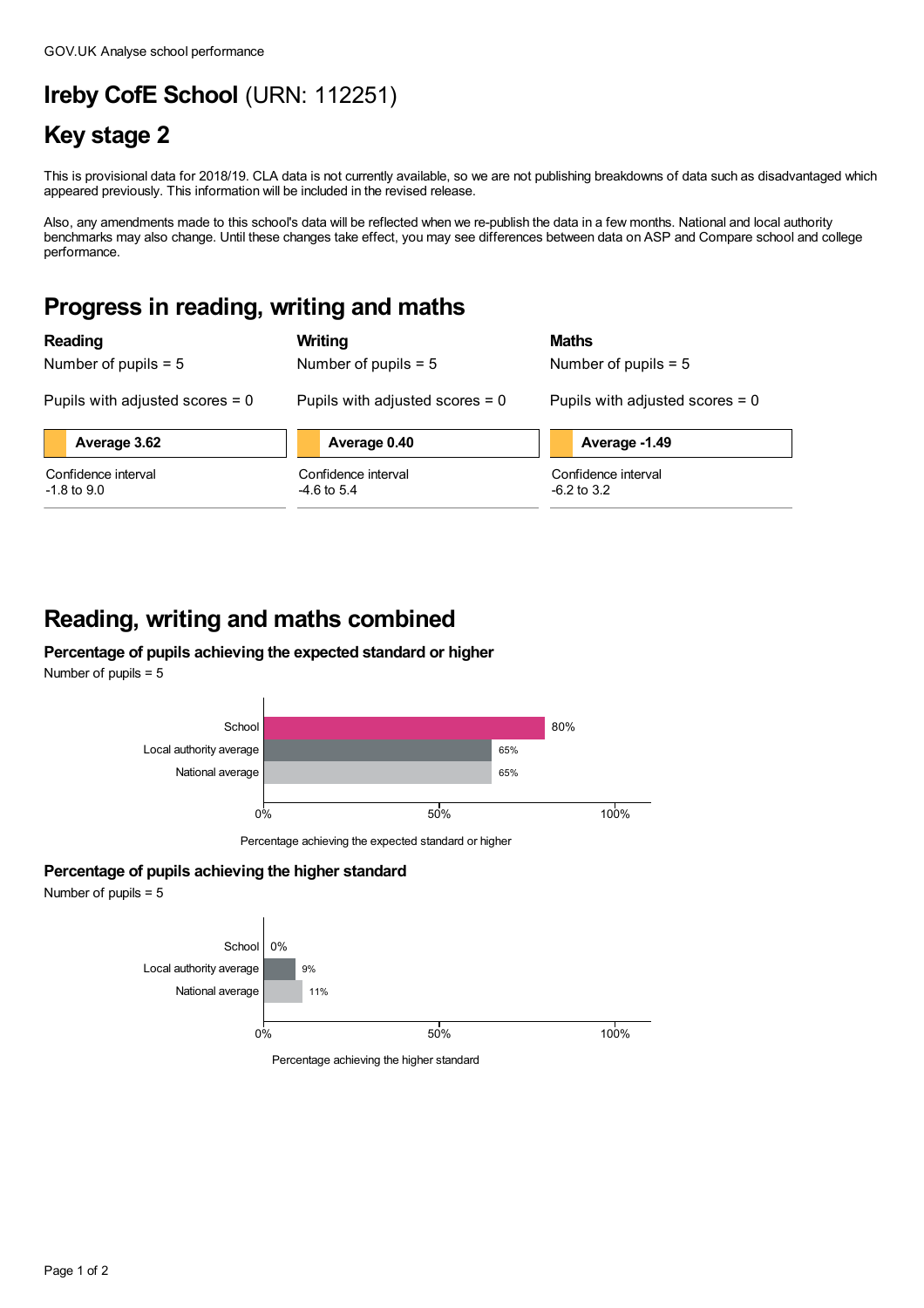GOV.UK Analyse school performance

# Ireby CofE School (URN: 112251)

## Key stage 2

This is provisional data for 2018/19. CLA data is not currently available, so we are not publishing breakdowns of data such as disadvantaged which appeared previously. This information will be included in the revised release.

Also, any amendments made to this school's data will be reflected when we re-publish the data in a few months. National and local authority benchmarks may also change. Until these changes take effect, you may see differences between data on ASP and Compare school and college performance.

## Progress in reading, writing and maths

### Reading

Number of pupils = 5

Pupils with adjusted scores = 0

**Average 3.62**

Confidence interval
-1.8 to 9.0

### Writing

Number of pupils = 5

Pupils with adjusted scores = 0

**Average 0.40**

Confidence interval
-4.6 to 5.4

### Maths

Number of pupils = 5

Pupils with adjusted scores = 0

**Average -1.49**

Confidence interval
-6.2 to 3.2

## Reading, writing and maths combined

### Percentage of pupils achieving the expected standard or higher

Number of pupils = 5

| | Percentage achieving the expected standard or higher |
|---|---|
| School | 80% |
| Local authority average | 65% |
| National average | 65% |

### Percentage of pupils achieving the higher standard

Number of pupils = 5

| | Percentage achieving the higher standard |
|---|---|
| School | 0% |
| Local authority average | 9% |
| National average | 11% |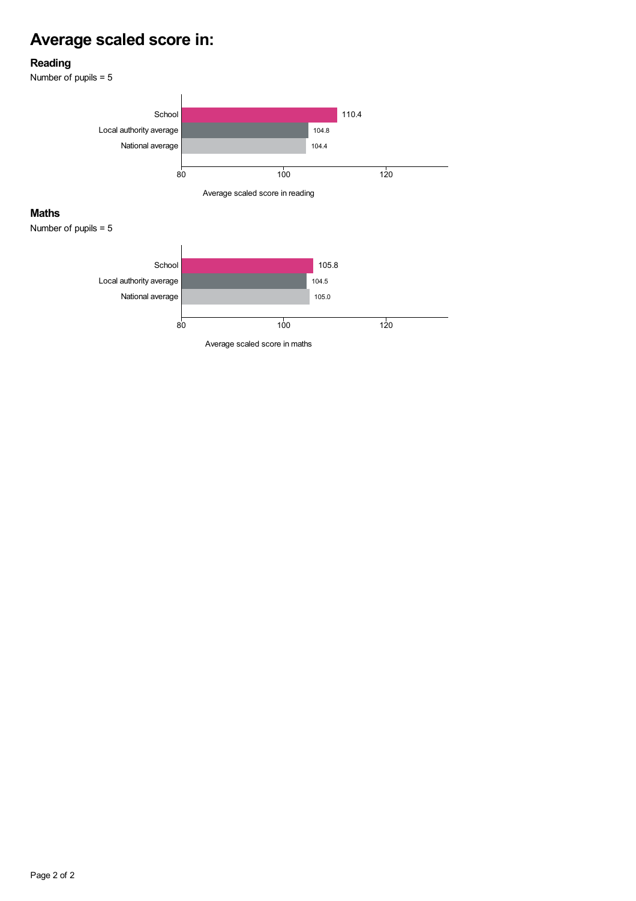# Average scaled score in:

## Reading

Number of pupils = 5

School
Local authority average
National average

110.4
104.8
104.4

80
100
120

Average scaled score in reading

## Maths

Number of pupils = 5

School
Local authority average
National average

105.8
104.5
105.0

80
100
120

Average scaled score in maths